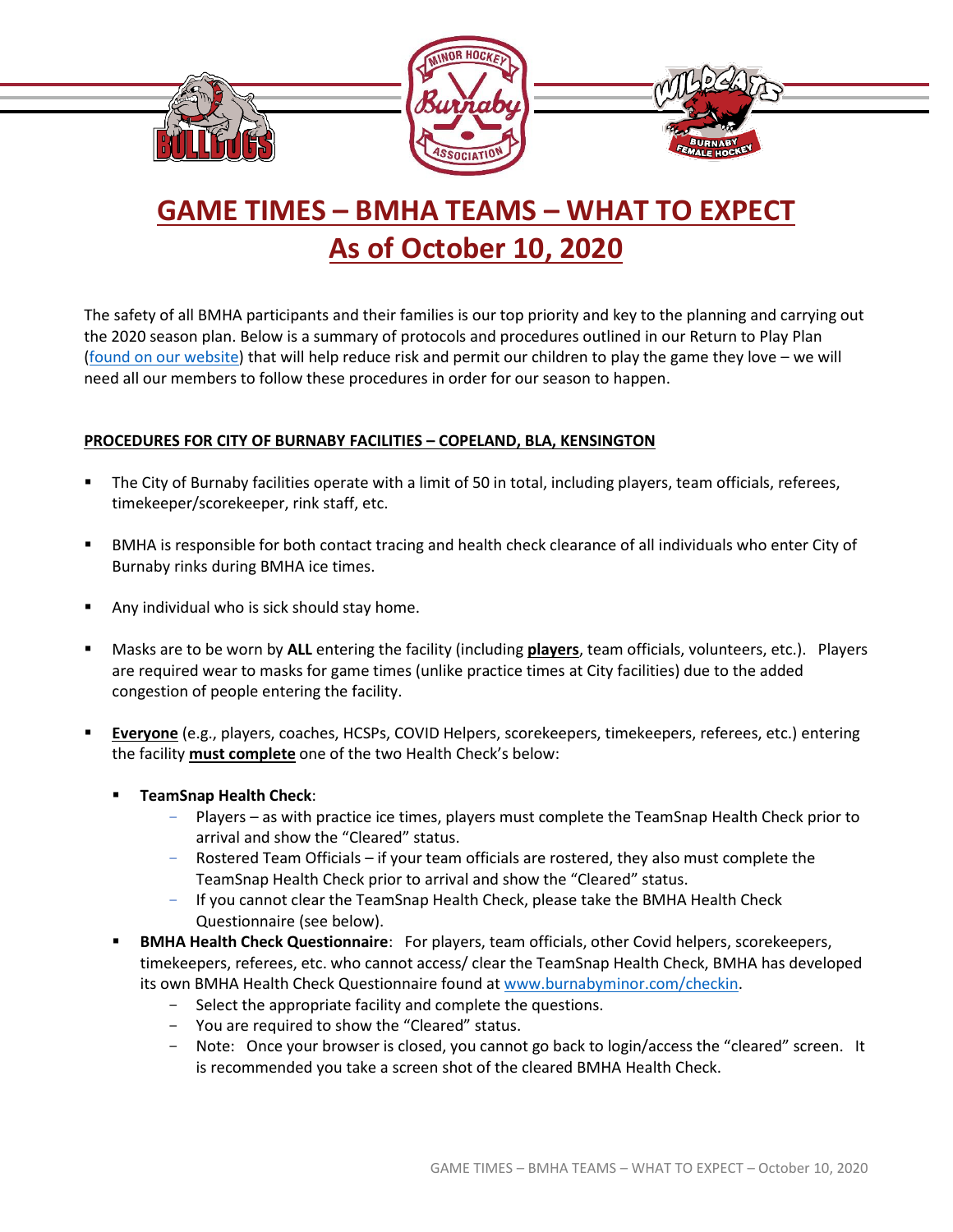# GAME TIMES – BMHA TEAMS – WHAT TO EXPECT
# As of October 10, 2020

The safety of all BMHA participants and their families is our top priority and key to the planning and carrying out the 2020 season plan. Below is a summary of protocols and procedures outlined in our Return to Play Plan (found on our website) that will help reduce risk and permit our children to play the game they love – we will need all our members to follow these procedures in order for our season to happen.

**PROCEDURES FOR CITY OF BURNABY FACILITIES – COPELAND, BLA, KENSINGTON**

- The City of Burnaby facilities operate with a limit of 50 in total, including players, team officials, referees, timekeeper/scorekeeper, rink staff, etc.
- BMHA is responsible for both contact tracing and health check clearance of all individuals who enter City of Burnaby rinks during BMHA ice times.
- Any individual who is sick should stay home.
- Masks are to be worn by **ALL** entering the facility (including **players**, team officials, volunteers, etc.). Players are required wear to masks for game times (unlike practice times at City facilities) due to the added congestion of people entering the facility.
- **Everyone** (e.g., players, coaches, HCSPs, COVID Helpers, scorekeepers, timekeepers, referees, etc.) entering the facility **must complete** one of the two Health Check's below:
  - **TeamSnap Health Check**:
    - Players – as with practice ice times, players must complete the TeamSnap Health Check prior to arrival and show the "Cleared" status.
    - Rostered Team Officials – if your team officials are rostered, they also must complete the TeamSnap Health Check prior to arrival and show the "Cleared" status.
    - If you cannot clear the TeamSnap Health Check, please take the BMHA Health Check Questionnaire (see below).
  - **BMHA Health Check Questionnaire**: For players, team officials, other Covid helpers, scorekeepers, timekeepers, referees, etc. who cannot access/ clear the TeamSnap Health Check, BMHA has developed its own BMHA Health Check Questionnaire found at www.burnabyminor.com/checkin.
    - Select the appropriate facility and complete the questions.
    - You are required to show the "Cleared" status.
    - Note: Once your browser is closed, you cannot go back to login/access the "cleared" screen. It is recommended you take a screen shot of the cleared BMHA Health Check.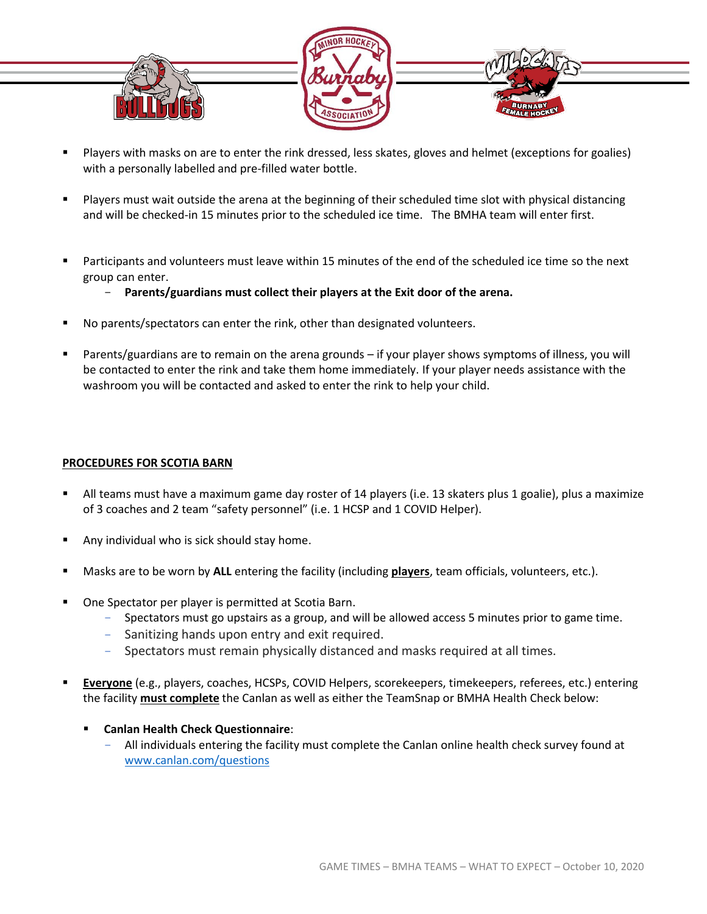- Players with masks on are to enter the rink dressed, less skates, gloves and helmet (exceptions for goalies) with a personally labelled and pre-filled water bottle.

- Players must wait outside the arena at the beginning of their scheduled time slot with physical distancing and will be checked-in 15 minutes prior to the scheduled ice time. The BMHA team will enter first.

- Participants and volunteers must leave within 15 minutes of the end of the scheduled ice time so the next group can enter.
  - **Parents/guardians must collect their players at the Exit door of the arena.**

- No parents/spectators can enter the rink, other than designated volunteers.

- Parents/guardians are to remain on the arena grounds – if your player shows symptoms of illness, you will be contacted to enter the rink and take them home immediately. If your player needs assistance with the washroom you will be contacted and asked to enter the rink to help your child.

**<u>PROCEDURES FOR SCOTIA BARN</u>**

- All teams must have a maximum game day roster of 14 players (i.e. 13 skaters plus 1 goalie), plus a maximize of 3 coaches and 2 team "safety personnel" (i.e. 1 HCSP and 1 COVID Helper).

- Any individual who is sick should stay home.

- Masks are to be worn by **ALL** entering the facility (including **<u>players</u>**, team officials, volunteers, etc.).

- One Spectator per player is permitted at Scotia Barn.
  - Spectators must go upstairs as a group, and will be allowed access 5 minutes prior to game time.
  - Sanitizing hands upon entry and exit required.
  - Spectators must remain physically distanced and masks required at all times.

- **<u>Everyone</u>** (e.g., players, coaches, HCSPs, COVID Helpers, scorekeepers, timekeepers, referees, etc.) entering the facility **<u>must complete</u>** the Canlan as well as either the TeamSnap or BMHA Health Check below:

  - **Canlan Health Check Questionnaire**:
    - All individuals entering the facility must complete the Canlan online health check survey found at www.canlan.com/questions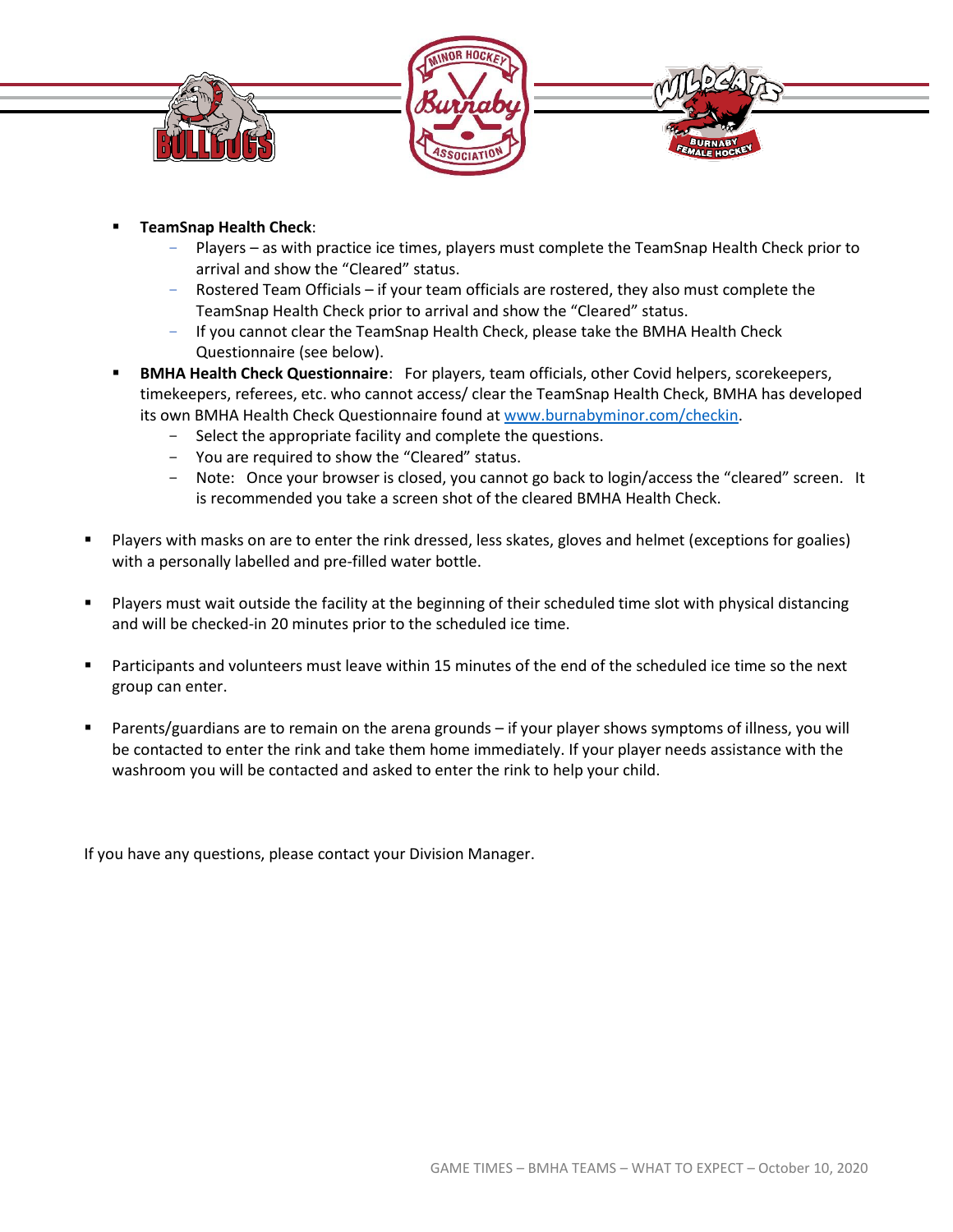- **TeamSnap Health Check**:
  - Players – as with practice ice times, players must complete the TeamSnap Health Check prior to arrival and show the "Cleared" status.
  - Rostered Team Officials – if your team officials are rostered, they also must complete the TeamSnap Health Check prior to arrival and show the "Cleared" status.
  - If you cannot clear the TeamSnap Health Check, please take the BMHA Health Check Questionnaire (see below).
- **BMHA Health Check Questionnaire**: For players, team officials, other Covid helpers, scorekeepers, timekeepers, referees, etc. who cannot access/ clear the TeamSnap Health Check, BMHA has developed its own BMHA Health Check Questionnaire found at [www.burnabyminor.com/checkin](www.burnabyminor.com/checkin).
  - Select the appropriate facility and complete the questions.
  - You are required to show the "Cleared" status.
  - Note: Once your browser is closed, you cannot go back to login/access the "cleared" screen. It is recommended you take a screen shot of the cleared BMHA Health Check.

- Players with masks on are to enter the rink dressed, less skates, gloves and helmet (exceptions for goalies) with a personally labelled and pre-filled water bottle.

- Players must wait outside the facility at the beginning of their scheduled time slot with physical distancing and will be checked-in 20 minutes prior to the scheduled ice time.

- Participants and volunteers must leave within 15 minutes of the end of the scheduled ice time so the next group can enter.

- Parents/guardians are to remain on the arena grounds – if your player shows symptoms of illness, you will be contacted to enter the rink and take them home immediately. If your player needs assistance with the washroom you will be contacted and asked to enter the rink to help your child.

If you have any questions, please contact your Division Manager.